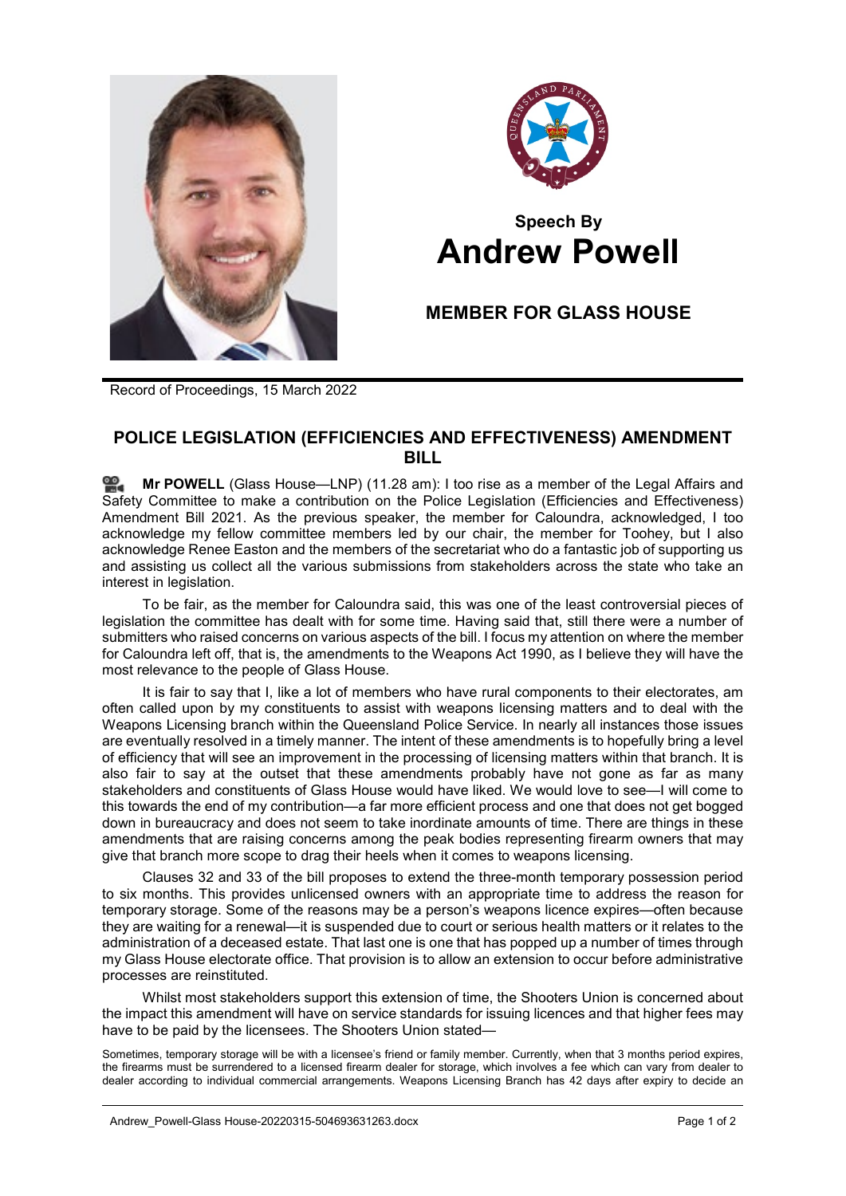**Speech By**

# Andrew Powell

## MEMBER FOR GLASS HOUSE

Record of Proceedings, 15 March 2022

## POLICE LEGISLATION (EFFICIENCIES AND EFFECTIVENESS) AMENDMENT BILL

**Mr POWELL** (Glass House—LNP) (11.28 am): I too rise as a member of the Legal Affairs and Safety Committee to make a contribution on the Police Legislation (Efficiencies and Effectiveness) Amendment Bill 2021. As the previous speaker, the member for Caloundra, acknowledged, I too acknowledge my fellow committee members led by our chair, the member for Toohey, but I also acknowledge Renee Easton and the members of the secretariat who do a fantastic job of supporting us and assisting us collect all the various submissions from stakeholders across the state who take an interest in legislation.

To be fair, as the member for Caloundra said, this was one of the least controversial pieces of legislation the committee has dealt with for some time. Having said that, still there were a number of submitters who raised concerns on various aspects of the bill. I focus my attention on where the member for Caloundra left off, that is, the amendments to the Weapons Act 1990, as I believe they will have the most relevance to the people of Glass House.

It is fair to say that I, like a lot of members who have rural components to their electorates, am often called upon by my constituents to assist with weapons licensing matters and to deal with the Weapons Licensing branch within the Queensland Police Service. In nearly all instances those issues are eventually resolved in a timely manner. The intent of these amendments is to hopefully bring a level of efficiency that will see an improvement in the processing of licensing matters within that branch. It is also fair to say at the outset that these amendments probably have not gone as far as many stakeholders and constituents of Glass House would have liked. We would love to see—I will come to this towards the end of my contribution—a far more efficient process and one that does not get bogged down in bureaucracy and does not seem to take inordinate amounts of time. There are things in these amendments that are raising concerns among the peak bodies representing firearm owners that may give that branch more scope to drag their heels when it comes to weapons licensing.

Clauses 32 and 33 of the bill proposes to extend the three-month temporary possession period to six months. This provides unlicensed owners with an appropriate time to address the reason for temporary storage. Some of the reasons may be a person's weapons licence expires—often because they are waiting for a renewal—it is suspended due to court or serious health matters or it relates to the administration of a deceased estate. That last one is one that has popped up a number of times through my Glass House electorate office. That provision is to allow an extension to occur before administrative processes are reinstituted.

Whilst most stakeholders support this extension of time, the Shooters Union is concerned about the impact this amendment will have on service standards for issuing licences and that higher fees may have to be paid by the licensees. The Shooters Union stated—

Sometimes, temporary storage will be with a licensee's friend or family member. Currently, when that 3 months period expires, the firearms must be surrendered to a licensed firearm dealer for storage, which involves a fee which can vary from dealer to dealer according to individual commercial arrangements. Weapons Licensing Branch has 42 days after expiry to decide an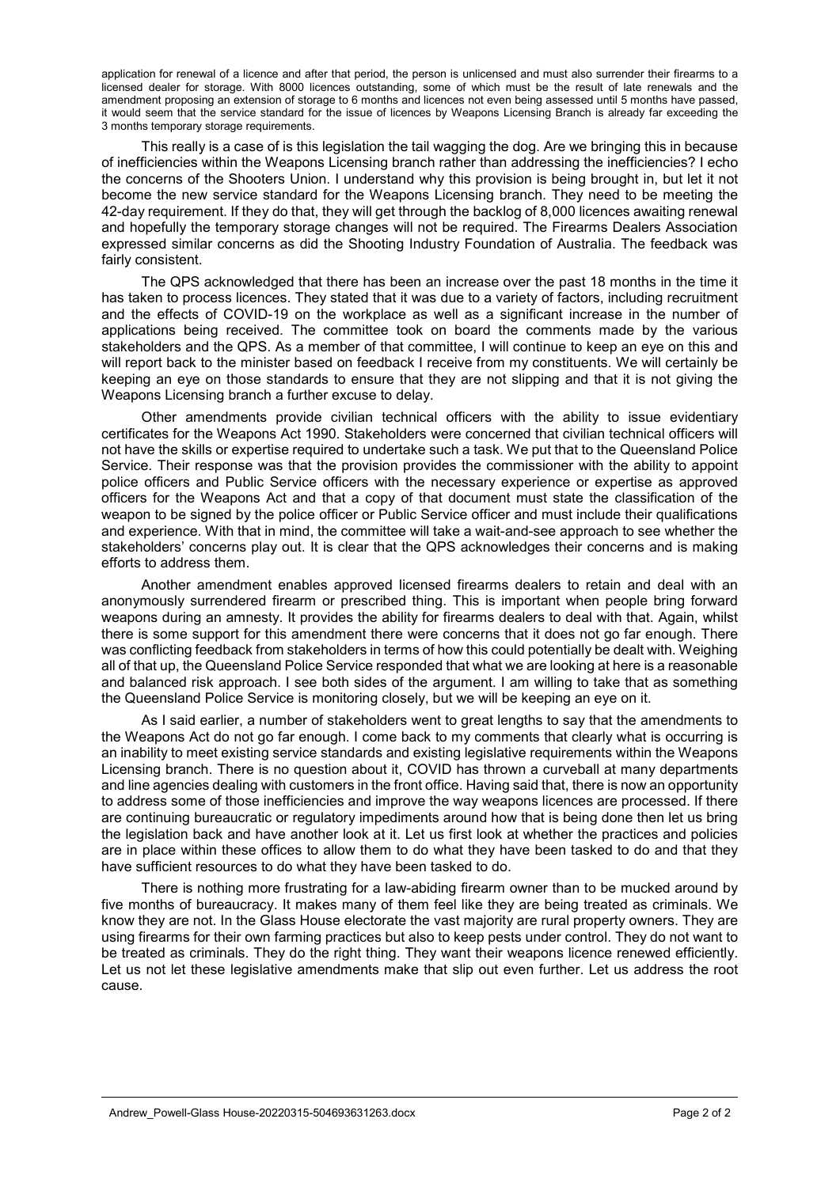application for renewal of a licence and after that period, the person is unlicensed and must also surrender their firearms to a licensed dealer for storage. With 8000 licences outstanding, some of which must be the result of late renewals and the amendment proposing an extension of storage to 6 months and licences not even being assessed until 5 months have passed, it would seem that the service standard for the issue of licences by Weapons Licensing Branch is already far exceeding the 3 months temporary storage requirements.

This really is a case of is this legislation the tail wagging the dog. Are we bringing this in because of inefficiencies within the Weapons Licensing branch rather than addressing the inefficiencies? I echo the concerns of the Shooters Union. I understand why this provision is being brought in, but let it not become the new service standard for the Weapons Licensing branch. They need to be meeting the 42-day requirement. If they do that, they will get through the backlog of 8,000 licences awaiting renewal and hopefully the temporary storage changes will not be required. The Firearms Dealers Association expressed similar concerns as did the Shooting Industry Foundation of Australia. The feedback was fairly consistent.

The QPS acknowledged that there has been an increase over the past 18 months in the time it has taken to process licences. They stated that it was due to a variety of factors, including recruitment and the effects of COVID-19 on the workplace as well as a significant increase in the number of applications being received. The committee took on board the comments made by the various stakeholders and the QPS. As a member of that committee, I will continue to keep an eye on this and will report back to the minister based on feedback I receive from my constituents. We will certainly be keeping an eye on those standards to ensure that they are not slipping and that it is not giving the Weapons Licensing branch a further excuse to delay.

Other amendments provide civilian technical officers with the ability to issue evidentiary certificates for the Weapons Act 1990. Stakeholders were concerned that civilian technical officers will not have the skills or expertise required to undertake such a task. We put that to the Queensland Police Service. Their response was that the provision provides the commissioner with the ability to appoint police officers and Public Service officers with the necessary experience or expertise as approved officers for the Weapons Act and that a copy of that document must state the classification of the weapon to be signed by the police officer or Public Service officer and must include their qualifications and experience. With that in mind, the committee will take a wait-and-see approach to see whether the stakeholders' concerns play out. It is clear that the QPS acknowledges their concerns and is making efforts to address them.

Another amendment enables approved licensed firearms dealers to retain and deal with an anonymously surrendered firearm or prescribed thing. This is important when people bring forward weapons during an amnesty. It provides the ability for firearms dealers to deal with that. Again, whilst there is some support for this amendment there were concerns that it does not go far enough. There was conflicting feedback from stakeholders in terms of how this could potentially be dealt with. Weighing all of that up, the Queensland Police Service responded that what we are looking at here is a reasonable and balanced risk approach. I see both sides of the argument. I am willing to take that as something the Queensland Police Service is monitoring closely, but we will be keeping an eye on it.

As I said earlier, a number of stakeholders went to great lengths to say that the amendments to the Weapons Act do not go far enough. I come back to my comments that clearly what is occurring is an inability to meet existing service standards and existing legislative requirements within the Weapons Licensing branch. There is no question about it, COVID has thrown a curveball at many departments and line agencies dealing with customers in the front office. Having said that, there is now an opportunity to address some of those inefficiencies and improve the way weapons licences are processed. If there are continuing bureaucratic or regulatory impediments around how that is being done then let us bring the legislation back and have another look at it. Let us first look at whether the practices and policies are in place within these offices to allow them to do what they have been tasked to do and that they have sufficient resources to do what they have been tasked to do.

There is nothing more frustrating for a law-abiding firearm owner than to be mucked around by five months of bureaucracy. It makes many of them feel like they are being treated as criminals. We know they are not. In the Glass House electorate the vast majority are rural property owners. They are using firearms for their own farming practices but also to keep pests under control. They do not want to be treated as criminals. They do the right thing. They want their weapons licence renewed efficiently. Let us not let these legislative amendments make that slip out even further. Let us address the root cause.